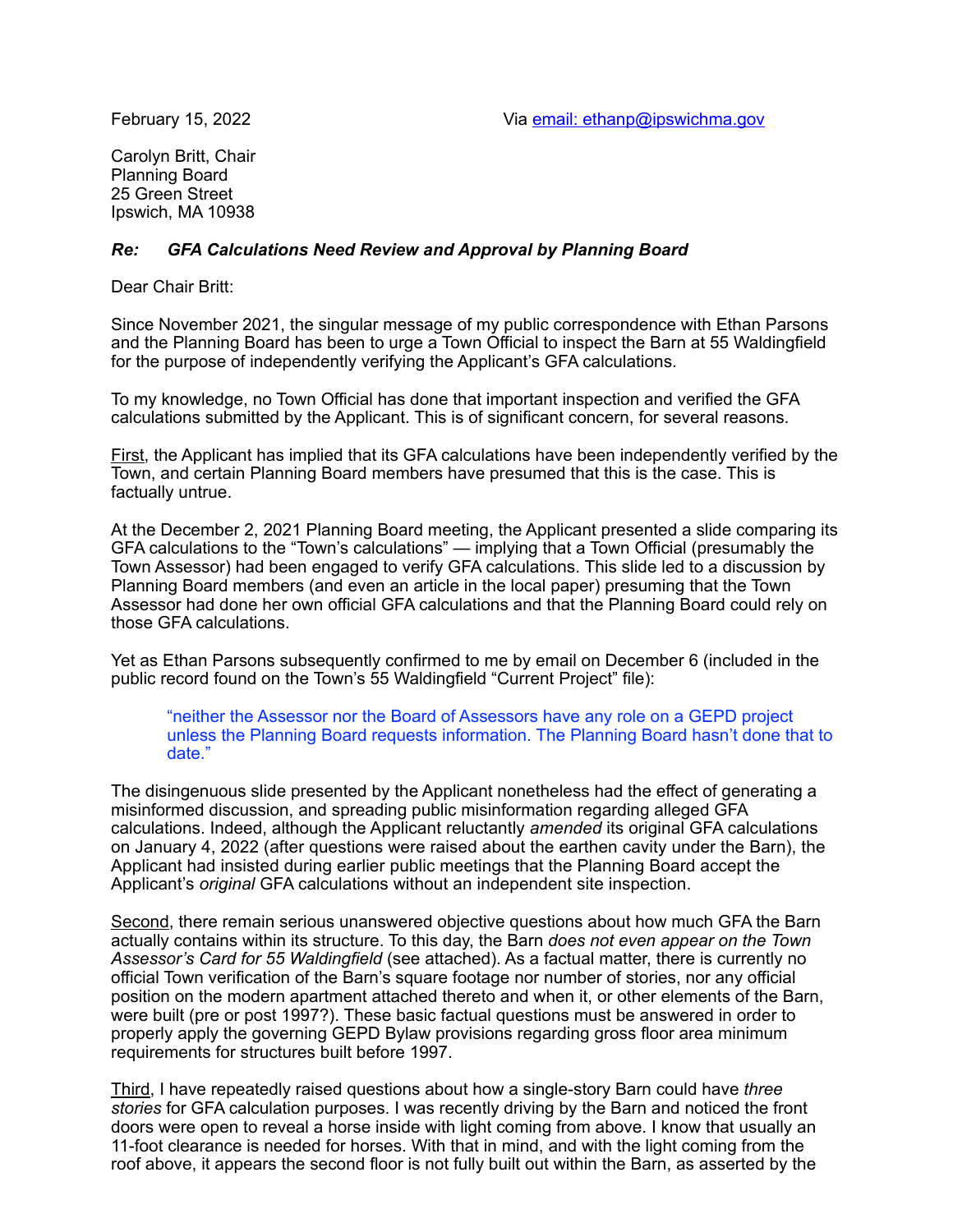February 15, 2022 Via [email: ethanp@ipswichma.gov](mailto:ethanp@ipswichma.gov)

Carolyn Britt, Chair
Planning Board
25 Green Street
Ipswich, MA 10938

***Re: GFA Calculations Need Review and Approval by Planning Board***

Dear Chair Britt:

Since November 2021, the singular message of my public correspondence with Ethan Parsons and the Planning Board has been to urge a Town Official to inspect the Barn at 55 Waldingfield for the purpose of independently verifying the Applicant's GFA calculations.

To my knowledge, no Town Official has done that important inspection and verified the GFA calculations submitted by the Applicant. This is of significant concern, for several reasons.

<u>First</u>, the Applicant has implied that its GFA calculations have been independently verified by the Town, and certain Planning Board members have presumed that this is the case. This is factually untrue.

At the December 2, 2021 Planning Board meeting, the Applicant presented a slide comparing its GFA calculations to the "Town's calculations" — implying that a Town Official (presumably the Town Assessor) had been engaged to verify GFA calculations. This slide led to a discussion by Planning Board members (and even an article in the local paper) presuming that the Town Assessor had done her own official GFA calculations and that the Planning Board could rely on those GFA calculations.

Yet as Ethan Parsons subsequently confirmed to me by email on December 6 (included in the public record found on the Town's 55 Waldingfield "Current Project" file):

> "neither the Assessor nor the Board of Assessors have any role on a GEPD project unless the Planning Board requests information. The Planning Board hasn't done that to date."

The disingenuous slide presented by the Applicant nonetheless had the effect of generating a misinformed discussion, and spreading public misinformation regarding alleged GFA calculations. Indeed, although the Applicant reluctantly *amended* its original GFA calculations on January 4, 2022 (after questions were raised about the earthen cavity under the Barn), the Applicant had insisted during earlier public meetings that the Planning Board accept the Applicant's *original* GFA calculations without an independent site inspection.

<u>Second</u>, there remain serious unanswered objective questions about how much GFA the Barn actually contains within its structure. To this day, the Barn *does not even appear on the Town Assessor's Card for 55 Waldingfield* (see attached). As a factual matter, there is currently no official Town verification of the Barn's square footage nor number of stories, nor any official position on the modern apartment attached thereto and when it, or other elements of the Barn, were built (pre or post 1997?). These basic factual questions must be answered in order to properly apply the governing GEPD Bylaw provisions regarding gross floor area minimum requirements for structures built before 1997.

<u>Third</u>, I have repeatedly raised questions about how a single-story Barn could have *three stories* for GFA calculation purposes. I was recently driving by the Barn and noticed the front doors were open to reveal a horse inside with light coming from above. I know that usually an 11-foot clearance is needed for horses. With that in mind, and with the light coming from the roof above, it appears the second floor is not fully built out within the Barn, as asserted by the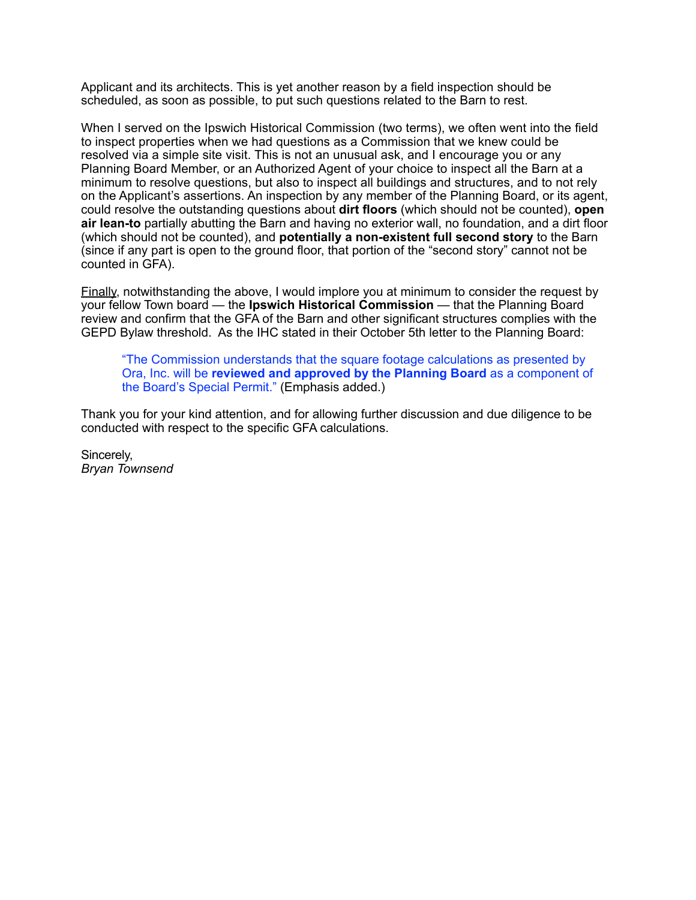Applicant and its architects. This is yet another reason by a field inspection should be scheduled, as soon as possible, to put such questions related to the Barn to rest.

When I served on the Ipswich Historical Commission (two terms), we often went into the field to inspect properties when we had questions as a Commission that we knew could be resolved via a simple site visit. This is not an unusual ask, and I encourage you or any Planning Board Member, or an Authorized Agent of your choice to inspect all the Barn at a minimum to resolve questions, but also to inspect all buildings and structures, and to not rely on the Applicant's assertions. An inspection by any member of the Planning Board, or its agent, could resolve the outstanding questions about **dirt floors** (which should not be counted), **open air lean-to** partially abutting the Barn and having no exterior wall, no foundation, and a dirt floor (which should not be counted), and **potentially a non-existent full second story** to the Barn (since if any part is open to the ground floor, that portion of the "second story" cannot not be counted in GFA).

<u>Finally</u>, notwithstanding the above, I would implore you at minimum to consider the request by your fellow Town board — the **Ipswich Historical Commission** — that the Planning Board review and confirm that the GFA of the Barn and other significant structures complies with the GEPD Bylaw threshold. As the IHC stated in their October 5th letter to the Planning Board:

> "The Commission understands that the square footage calculations as presented by Ora, Inc. will be **reviewed and approved by the Planning Board** as a component of the Board's Special Permit." (Emphasis added.)

Thank you for your kind attention, and for allowing further discussion and due diligence to be conducted with respect to the specific GFA calculations.

Sincerely,
*Bryan Townsend*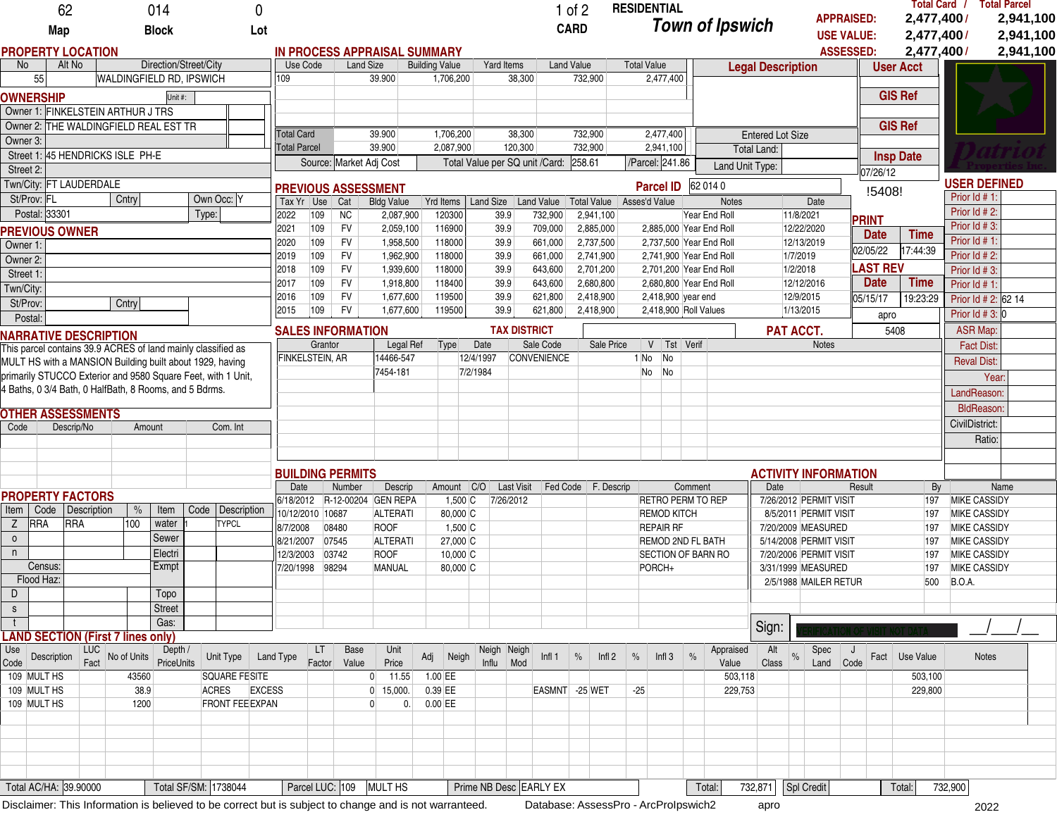| 62 | 014 | 0 | 1 of 2 | RESIDENTIAL |
|---|---|---|---|---|
| Map | Block | Lot | CARD | *Town of Ipswich* |

| | Total Card / | Total Parcel |
|---|---|---|
| APPRAISED: | 2,477,400 / | 2,941,100 |
| USE VALUE: | 2,477,400 / | 2,941,100 |
| ASSESSED: | 2,477,400 / | 2,941,100 |

## PROPERTY LOCATION

| No | Alt No | Direction/Street/City |
|---|---|---|
| 55 | | WALDINGFIELD RD, IPSWICH |

## OWNERSHIP

Unit #:

| | |
|---|---|
| Owner 1: | FINKELSTEIN ARTHUR J TRS |
| Owner 2: | THE WALDINGFIELD REAL EST TR |
| Owner 3: | |
| Street 1: | 45 HENDRICKS ISLE PH-E |
| Street 2: | |
| Twn/City: | FT LAUDERDALE |
| St/Prov: | FL |
| Cntry | |
| Own Occ: | Y |
| Postal: | 33301 |
| Type: | |

## PREVIOUS OWNER

| | |
|---|---|
| Owner 1: | |
| Owner 2: | |
| Street 1: | |
| Twn/City: | |
| St/Prov: | |
| Cntry | |
| Postal: | |

## NARRATIVE DESCRIPTION

This parcel contains 39.9 ACRES of land mainly classified as MULT HS with a MANSION Building built about 1929, having primarily STUCCO Exterior and 9580 Square Feet, with 1 Unit, 4 Baths, 0 3/4 Bath, 0 HalfBath, 8 Rooms, and 5 Bdrms.

## OTHER ASSESSMENTS

| Code | Descrip/No | Amount | Com. Int |
|---|---|---|---|
| | | | |

## PROPERTY FACTORS

| Item | Code | Description | % | Item | Code | Description |
|---|---|---|---|---|---|---|
| Z | RRA | RRA | 100 | water | 1 | TYPCL |
| o | | | | Sewer | | |
| n | | | | Electri | | |
| Census: | | | | Exmpt | | |
| Flood Haz: | | | | | | |
| D | | | | Topo | | |
| s | | | | Street | | |
| t | | | | Gas: | | |

## IN PROCESS APPRAISAL SUMMARY

| Use Code | Land Size | Building Value | Yard Items | Land Value | Total Value |
|---|---|---|---|---|---|
| 109 | 39.900 | 1,706,200 | 38,300 | 732,900 | 2,477,400 |
| Total Card | 39.900 | 1,706,200 | 38,300 | 732,900 | 2,477,400 |
| Total Parcel | 39.900 | 2,087,900 | 120,300 | 732,900 | 2,941,100 |

Source: Market Adj Cost | Total Value per SQ unit /Card: 258.61 | /Parcel: 241.86

**Legal Description**

Entered Lot Size

Total Land:

Land Unit Type:

**User Acct**

**GIS Ref**

**GIS Ref**

**Insp Date**: 07/26/12

!5408!

## PREVIOUS ASSESSMENT

Parcel ID: 62 014 0

| Tax Yr | Use | Cat | Bldg Value | Yrd Items | Land Size | Land Value | Total Value | Asses'd Value | Notes | Date |
|---|---|---|---|---|---|---|---|---|---|---|
| 2022 | 109 | NC | 2,087,900 | 120300 | 39.9 | 732,900 | 2,941,100 | | Year End Roll | 11/8/2021 |
| 2021 | 109 | FV | 2,059,100 | 116900 | 39.9 | 709,000 | 2,885,000 | 2,885,000 | Year End Roll | 12/22/2020 |
| 2020 | 109 | FV | 1,958,500 | 118000 | 39.9 | 661,000 | 2,737,500 | 2,737,500 | Year End Roll | 12/13/2019 |
| 2019 | 109 | FV | 1,962,900 | 118000 | 39.9 | 661,000 | 2,741,900 | 2,741,900 | Year End Roll | 1/7/2019 |
| 2018 | 109 | FV | 1,939,600 | 118000 | 39.9 | 643,600 | 2,701,200 | 2,701,200 | Year End Roll | 1/2/2018 |
| 2017 | 109 | FV | 1,918,800 | 118400 | 39.9 | 643,600 | 2,680,800 | 2,680,800 | Year End Roll | 12/12/2016 |
| 2016 | 109 | FV | 1,677,600 | 119500 | 39.9 | 621,800 | 2,418,900 | 2,418,900 | year end | 12/9/2015 |
| 2015 | 109 | FV | 1,677,600 | 119500 | 39.9 | 621,800 | 2,418,900 | 2,418,900 | Roll Values | 1/13/2015 |

**PRINT**

| Date | Time |
|---|---|
| 02/05/22 | 17:44:39 |

**LAST REV**

| Date | Time |
|---|---|
| 05/15/17 | 19:23:29 |

apro

## SALES INFORMATION

TAX DISTRICT

PAT ACCT. 5408

| Grantor | Legal Ref | Type | Date | Sale Code | Sale Price | V | Tst | Verif | Notes |
|---|---|---|---|---|---|---|---|---|---|
| FINKELSTEIN, AR | 14466-547 | | 12/4/1997 | CONVENIENCE | 1 | No | No | | |
| | 7454-181 | | 7/2/1984 | | | No | No | | |

## USER DEFINED

| | |
|---|---|
| Prior Id # 1: | |
| Prior Id # 2: | |
| Prior Id # 3: | |
| Prior Id # 1: | |
| Prior Id # 2: | |
| Prior Id # 3: | |
| Prior Id # 1: | |
| Prior Id # 2: | 62 14 |
| Prior Id # 3: | 0 |
| ASR Map: | |
| Fact Dist: | |
| Reval Dist: | |
| Year: | |
| LandReason: | |
| BldReason: | |
| CivilDistrict: | |
| Ratio: | |

## BUILDING PERMITS

| Date | Number | Descrip | Amount | C/O | Last Visit | Fed Code | F. Descrip | Comment |
|---|---|---|---|---|---|---|---|---|
| 6/18/2012 | R-12-00204 | GEN REPA | 1,500 | C | 7/26/2012 | | | RETRO PERM TO REP |
| 10/12/2010 | 10687 | ALTERATI | 80,000 | C | | | | REMOD KITCH |
| 8/7/2008 | 08480 | ROOF | 1,500 | C | | | | REPAIR RF |
| 8/21/2007 | 07545 | ALTERATI | 27,000 | C | | | | REMOD 2ND FL BATH |
| 12/3/2003 | 03742 | ROOF | 10,000 | C | | | | SECTION OF BARN RO |
| 7/20/1998 | 98294 | MANUAL | 80,000 | C | | | | PORCH+ |

## ACTIVITY INFORMATION

| Date | Result | By | Name |
|---|---|---|---|
| 7/26/2012 | PERMIT VISIT | 197 | MIKE CASSIDY |
| 8/5/2011 | PERMIT VISIT | 197 | MIKE CASSIDY |
| 7/20/2009 | MEASURED | 197 | MIKE CASSIDY |
| 5/14/2008 | PERMIT VISIT | 197 | MIKE CASSIDY |
| 7/20/2006 | PERMIT VISIT | 197 | MIKE CASSIDY |
| 3/31/1999 | MEASURED | 197 | MIKE CASSIDY |
| 2/5/1988 | MAILER RETUR | 500 | B.O.A. |

Sign: VERIFICATION OF VISIT NOT DATA ___/___/___

## LAND SECTION (First 7 lines only)

| Use Code | Description | LUC Fact | No of Units | Depth / PriceUnits | Unit Type | Land Type | LT Factor | Base Value | Unit Price | Adj | Neigh | Neigh Influ | Neigh Mod | Infl 1 | % | Infl 2 | % | Infl 3 | % | Appraised Value | Alt Class | % | Spec Land | J Code | Fact | Use Value | Notes |
|---|---|---|---|---|---|---|---|---|---|---|---|---|---|---|---|---|---|---|---|---|---|---|---|---|---|---|---|
| 109 | MULT HS | | 43560 | | SQUARE FE | SITE | | 0 | 11.55 | 1.00 | EE | | | | | | | | | 503,118 | | | | | | 503,100 | |
| 109 | MULT HS | | 38.9 | | ACRES | EXCESS | | 0 | 15,000. | 0.39 | EE | | | EASMNT | -25 | WET | -25 | | | 229,753 | | | | | | 229,800 | |
| 109 | MULT HS | | 1200 | | FRONT FEE | EXPAN | | 0 | 0. | 0.00 | EE | | | | | | | | | | | | | | | | |

Total AC/HA: 39.90000 | Total SF/SM: 1738044 | Parcel LUC: 109 MULT HS | Prime NB Desc: EARLY EX | Total: 732,871 | Spl Credit | Total: 732,900

Disclaimer: This Information is believed to be correct but is subject to change and is not warranteed. Database: AssessPro - ArcProIpswich2 apro 2022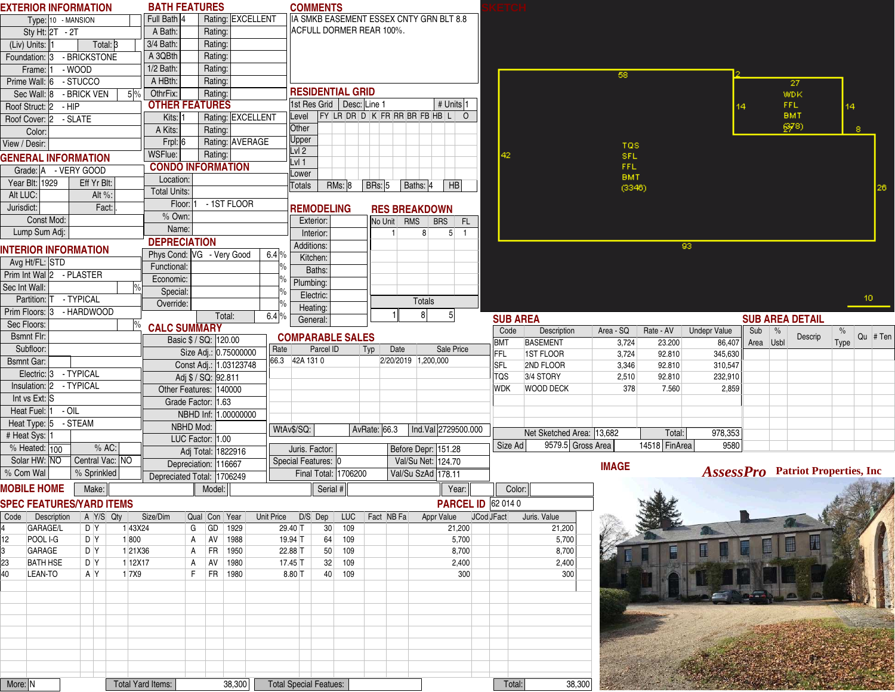## EXTERIOR INFORMATION

| | |
|---|---|
| Type: | 10 - MANSION |
| Sty Ht: | 2T - 2T |
| (Liv) Units: | 1 Total: 3 |
| Foundation: | 3 - BRICKSTONE |
| Frame: | 1 - WOOD |
| Prime Wall: | 6 - STUCCO |
| Sec Wall: | 8 - BRICK VEN 5 % |
| Roof Struct: | 2 - HIP |
| Roof Cover: | 2 - SLATE |
| Color: | |
| View / Desir: | |

## GENERAL INFORMATION

| | |
|---|---|
| Grade: | A - VERY GOOD |
| Year Blt: | 1929 Eff Yr Blt: |
| Alt LUC: | Alt %: |
| Jurisdict: | Fact: . |
| Const Mod: | |
| Lump Sum Adj: | |

## INTERIOR INFORMATION

| | |
|---|---|
| Avg Ht/FL: | STD |
| Prim Int Wal | 2 - PLASTER |
| Sec Int Wall: | % |
| Partition: | T - TYPICAL |
| Prim Floors: | 3 - HARDWOOD |
| Sec Floors: | % |
| Bsmnt Flr: | |
| Subfloor: | |
| Bsmnt Gar: | |
| Electric: | 3 - TYPICAL |
| Insulation: | 2 - TYPICAL |
| Int vs Ext: | S |
| Heat Fuel: | 1 - OIL |
| Heat Type: | 5 - STEAM |
| # Heat Sys: | 1 |
| % Heated: | 100 % AC: |
| Solar HW: | NO Central Vac: NO |
| % Com Wal | % Sprinkled |

## BATH FEATURES

| | | | |
|---|---|---|---|
| Full Bath | 4 | Rating: | EXCELLENT |
| A Bath: | | Rating: | |
| 3/4 Bath: | | Rating: | |
| A 3QBth | | Rating: | |
| 1/2 Bath: | | Rating: | |
| A HBth: | | Rating: | |
| OthrFix: | | Rating: | |

## OTHER FEATURES

| | | | |
|---|---|---|---|
| Kits: | 1 | Rating: | EXCELLENT |
| A Kits: | | Rating: | |
| Frpl: | 6 | Rating: | AVERAGE |
| WSFlue: | | Rating: | |

## CONDO INFORMATION

| | |
|---|---|
| Location: | |
| Total Units: | |
| Floor: | 1 - 1ST FLOOR |
| % Own: | |
| Name: | |

## DEPRECIATION

| | | |
|---|---|---|
| Phys Cond: | VG - Very Good | 6.4 % |
| Functional: | | % |
| Economic: | | % |
| Special: | | % |
| Override: | | % |
| | Total: | 6.4 % |

## CALC SUMMARY

| | |
|---|---|
| Basic $ / SQ: | 120.00 |
| Size Adj.: | 0.75000000 |
| Const Adj.: | 1.03123748 |
| Adj $ / SQ: | 92.811 |
| Other Features: | 140000 |
| Grade Factor: | 1.63 |
| NBHD Inf: | 1.00000000 |
| NBHD Mod: | |
| LUC Factor: | 1.00 |
| Adj Total: | 1822916 |
| Depreciation: | 116667 |
| Depreciated Total: | 1706249 |

## COMMENTS

IA SMKB EASEMENT ESSEX CNTY GRN BLT 8.8 ACFULL DORMER REAR 100%.

## RESIDENTIAL GRID

| 1st Res Grid | Desc: Line 1 | | | | | | | | | | # Units 1 |
|---|---|---|---|---|---|---|---|---|---|---|---|
| Level | FY | LR | DR | D | K | FR | RR | BR | FB | HB | L | O |
| Other | | | | | | | | | | | | |
| Upper | | | | | | | | | | | | |
| Lvl 2 | | | | | | | | | | | | |
| Lvl 1 | | | | | | | | | | | | |
| Lower | | | | | | | | | | | | |
| Totals | RMs: 8 | BRs: 5 | Baths: 4 | HB | | | | | | | | |

## REMODELING

| | |
|---|---|
| Exterior: | |
| Interior: | |
| Additions: | |
| Kitchen: | |
| Baths: | |
| Plumbing: | |
| Electric: | |
| Heating: | |
| General: | |

## RES BREAKDOWN

| No Unit | RMS | BRS | FL |
|---|---|---|---|
| 1 | 8 | 5 | 1 |
| Totals | | | |
| 1 | 8 | 5 | |

## COMPARABLE SALES

| Rate | Parcel ID | Typ | Date | Sale Price |
|---|---|---|---|---|
| 66.3 | 42A 131 0 | | 2/20/2019 | 1,200,000 |

| | | | | | |
|---|---|---|---|---|---|
| WtAv$/SQ: | | AvRate: | 66.3 | Ind.Val | 2729500.000 |
| Juris. Factor: | | Before Depr: | 151.28 | | |
| Special Features: | 0 | Val/Su Net: | 124.70 | | |
| Final Total: | 1706200 | Val/Su SzAd | 178.11 | | |

## SKETCH

58
2
27
WDK
FFL
BMT
(378)
27
14
14
8
42
TQS
SFL
FFL
BMT
(3346)
26
93
10

## SUB AREA

| Code | Description | Area - SQ | Rate - AV | Undepr Value |
|---|---|---|---|---|
| BMT | BASEMENT | 3,724 | 23.200 | 86,407 |
| FFL | 1ST FLOOR | 3,724 | 92.810 | 345,630 |
| SFL | 2ND FLOOR | 3,346 | 92.810 | 310,547 |
| TQS | 3/4 STORY | 2,510 | 92.810 | 232,910 |
| WDK | WOOD DECK | 378 | 7.560 | 2,859 |

| | | | | | |
|---|---|---|---|---|---|
| | Net Sketched Area: | 13,682 | Total: | 978,353 | |
| Size Ad | 9579.5 | Gross Area | 14518 | FinArea | 9580 |

## SUB AREA DETAIL

| Sub Area | % Usbl | Descrip | % Type | Qu | # Ten |
|---|---|---|---|---|---|

## IMAGE

AssessPro Patriot Properties, Inc

## MOBILE HOME

| Make: | | Model: | | Serial # | | Year: | | Color: | |
|---|---|---|---|---|---|---|---|---|---|

## SPEC FEATURES/YARD ITEMS

**PARCEL ID** 62 014 0

| Code | Description | A | Y/S | Qty | Size/Dim | Qual | Con | Year | Unit Price | D/S | Dep | LUC | Fact | NB Fa | Appr Value | JCod | JFact | Juris. Value |
|---|---|---|---|---|---|---|---|---|---|---|---|---|---|---|---|---|---|---|
| 4 | GARAGE/L | D | Y | 1 | 43X24 | G | GD | 1929 | 29.40 | T | 30 | 109 | | | 21,200 | | | 21,200 |
| 12 | POOL I-G | D | Y | 1 | 800 | A | AV | 1988 | 19.94 | T | 64 | 109 | | | 5,700 | | | 5,700 |
| 3 | GARAGE | D | Y | 1 | 21X36 | A | FR | 1950 | 22.88 | T | 50 | 109 | | | 8,700 | | | 8,700 |
| 23 | BATH HSE | D | Y | 1 | 12X17 | A | AV | 1980 | 17.45 | T | 32 | 109 | | | 2,400 | | | 2,400 |
| 40 | LEAN-TO | A | Y | 1 | 7X9 | F | FR | 1980 | 8.80 | T | 40 | 109 | | | 300 | | | 300 |

| More: | N | Total Yard Items: | 38,300 | Total Special Featues: | | Total: | 38,300 |
|---|---|---|---|---|---|---|---|